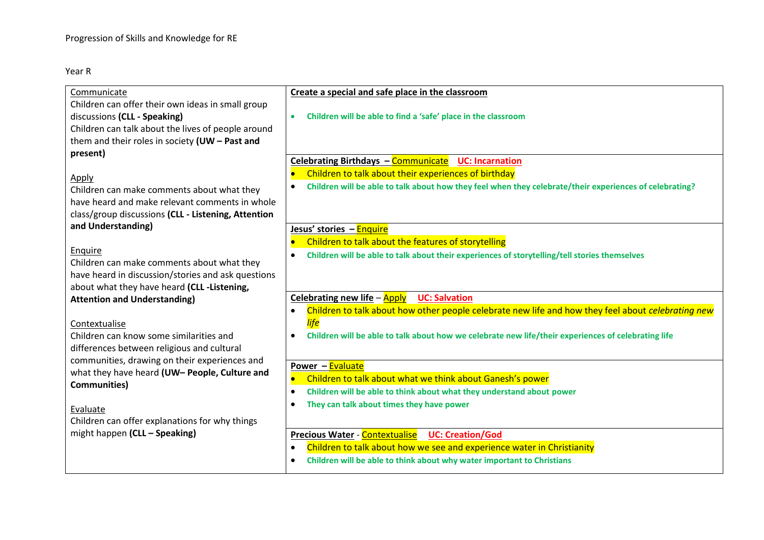Progression of Skills and Knowledge for RE

Year R

| Skills | Units |
|---|---|
| Communicate<br>Children can offer their own ideas in small group discussions **(CLL - Speaking)**<br>Children can talk about the lives of people around them and their roles in society **(UW – Past and present)**<br><br>Apply<br>Children can make comments about what they have heard and make relevant comments in whole class/group discussions **(CLL - Listening, Attention and Understanding)**<br><br>Enquire<br>Children can make comments about what they have heard in discussion/stories and ask questions about what they have heard **(CLL -Listening, Attention and Understanding)**<br><br>Contextualise<br>Children can know some similarities and differences between religious and cultural communities, drawing on their experiences and what they have heard **(UW– People, Culture and Communities)**<br><br>Evaluate<br>Children can offer explanations for why things might happen **(CLL – Speaking)** | **Create a special and safe place in the classroom**<br>• **Children will be able to find a 'safe' place in the classroom** |
| | **Celebrating Birthdays – Communicate** **UC: Incarnation**<br>• Children to talk about their experiences of birthday<br>• **Children will be able to talk about how they feel when they celebrate/their experiences of celebrating?** |
| | **Jesus' stories – Enquire**<br>• Children to talk about the features of storytelling<br>• **Children will be able to talk about their experiences of storytelling/tell stories themselves** |
| | **Celebrating new life** – Apply **UC: Salvation**<br>• Children to talk about how other people celebrate new life and how they feel about *celebrating new life*<br>• **Children will be able to talk about how we celebrate new life/their experiences of celebrating life** |
| | **Power – Evaluate**<br>• Children to talk about what we think about Ganesh's power<br>• **Children will be able to think about what they understand about power**<br>• **They can talk about times they have power** |
| | **Precious Water** - Contextualise **UC: Creation/God**<br>• Children to talk about how we see and experience water in Christianity<br>• **Children will be able to think about why water important to Christians** |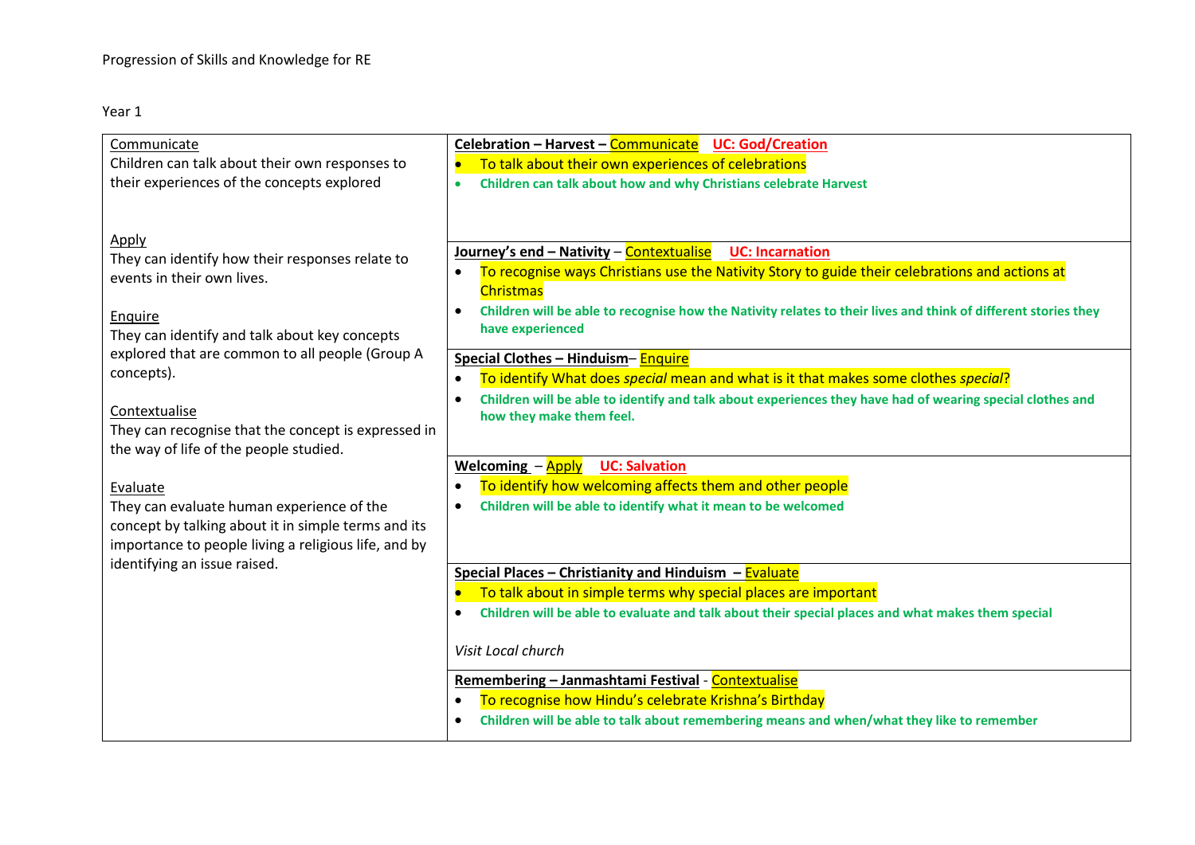Progression of Skills and Knowledge for RE

Year 1

| | |
|---|---|
| Communicate<br>Children can talk about their own responses to their experiences of the concepts explored<br><br>Apply<br>They can identify how their responses relate to events in their own lives.<br><br>Enquire<br>They can identify and talk about key concepts explored that are common to all people (Group A concepts).<br><br>Contextualise<br>They can recognise that the concept is expressed in the way of life of the people studied.<br><br>Evaluate<br>They can evaluate human experience of the concept by talking about it in simple terms and its importance to people living a religious life, and by identifying an issue raised. | **Celebration – Harvest –** Communicate **UC: God/Creation**<br>• To talk about their own experiences of celebrations<br>• **Children can talk about how and why Christians celebrate Harvest** |
| | **Journey's end – Nativity** – Contextualise **UC: Incarnation**<br>• To recognise ways Christians use the Nativity Story to guide their celebrations and actions at Christmas<br>• **Children will be able to recognise how the Nativity relates to their lives and think of different stories they have experienced** |
| | **Special Clothes – Hinduism**– Enquire<br>• To identify What does *special* mean and what is it that makes some clothes *special*?<br>• **Children will be able to identify and talk about experiences they have had of wearing special clothes and how they make them feel.** |
| | **Welcoming** – Apply **UC: Salvation**<br>• To identify how welcoming affects them and other people<br>• **Children will be able to identify what it mean to be welcomed** |
| | **Special Places – Christianity and Hinduism** – Evaluate<br>• To talk about in simple terms why special places are important<br>• **Children will be able to evaluate and talk about their special places and what makes them special**<br><br>*Visit Local church* |
| | **Remembering – Janmashtami Festival** - Contextualise<br>• To recognise how Hindu's celebrate Krishna's Birthday<br>• **Children will be able to talk about remembering means and when/what they like to remember** |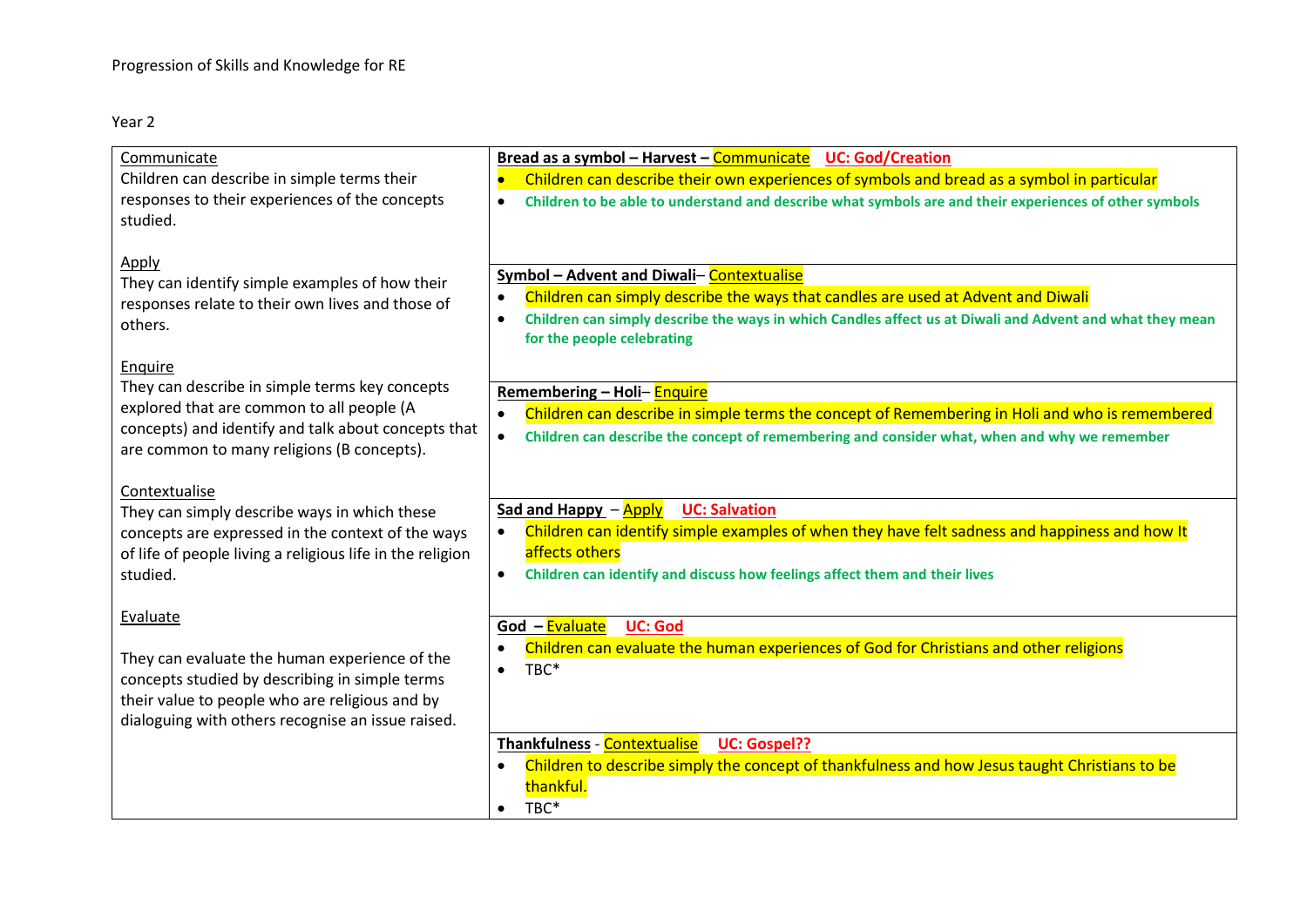Progression of Skills and Knowledge for RE

Year 2

| | |
|---|---|
| Communicate<br>Children can describe in simple terms their responses to their experiences of the concepts studied.<br><br>Apply<br>They can identify simple examples of how their responses relate to their own lives and those of others.<br><br>Enquire<br>They can describe in simple terms key concepts explored that are common to all people (A concepts) and identify and talk about concepts that are common to many religions (B concepts).<br><br>Contextualise<br>They can simply describe ways in which these concepts are expressed in the context of the ways of life of people living a religious life in the religion studied.<br><br>Evaluate<br><br>They can evaluate the human experience of the concepts studied by describing in simple terms their value to people who are religious and by dialoguing with others recognise an issue raised. | **Bread as a symbol – Harvest –** Communicate **UC: God/Creation**<br>• Children can describe their own experiences of symbols and bread as a symbol in particular<br>• **Children to be able to understand and describe what symbols are and their experiences of other symbols** |
| | **Symbol – Advent and Diwali**– Contextualise<br>• Children can simply describe the ways that candles are used at Advent and Diwali<br>• **Children can simply describe the ways in which Candles affect us at Diwali and Advent and what they mean for the people celebrating** |
| | **Remembering – Holi**– Enquire<br>• Children can describe in simple terms the concept of Remembering in Holi and who is remembered<br>• **Children can describe the concept of remembering and consider what, when and why we remember** |
| | **Sad and Happy** – Apply **UC: Salvation**<br>• Children can identify simple examples of when they have felt sadness and happiness and how It affects others<br>• **Children can identify and discuss how feelings affect them and their lives** |
| | **God** – Evaluate **UC: God**<br>• Children can evaluate the human experiences of God for Christians and other religions<br>• TBC* |
| | **Thankfulness** - Contextualise **UC: Gospel??**<br>• Children to describe simply the concept of thankfulness and how Jesus taught Christians to be thankful.<br>• TBC* |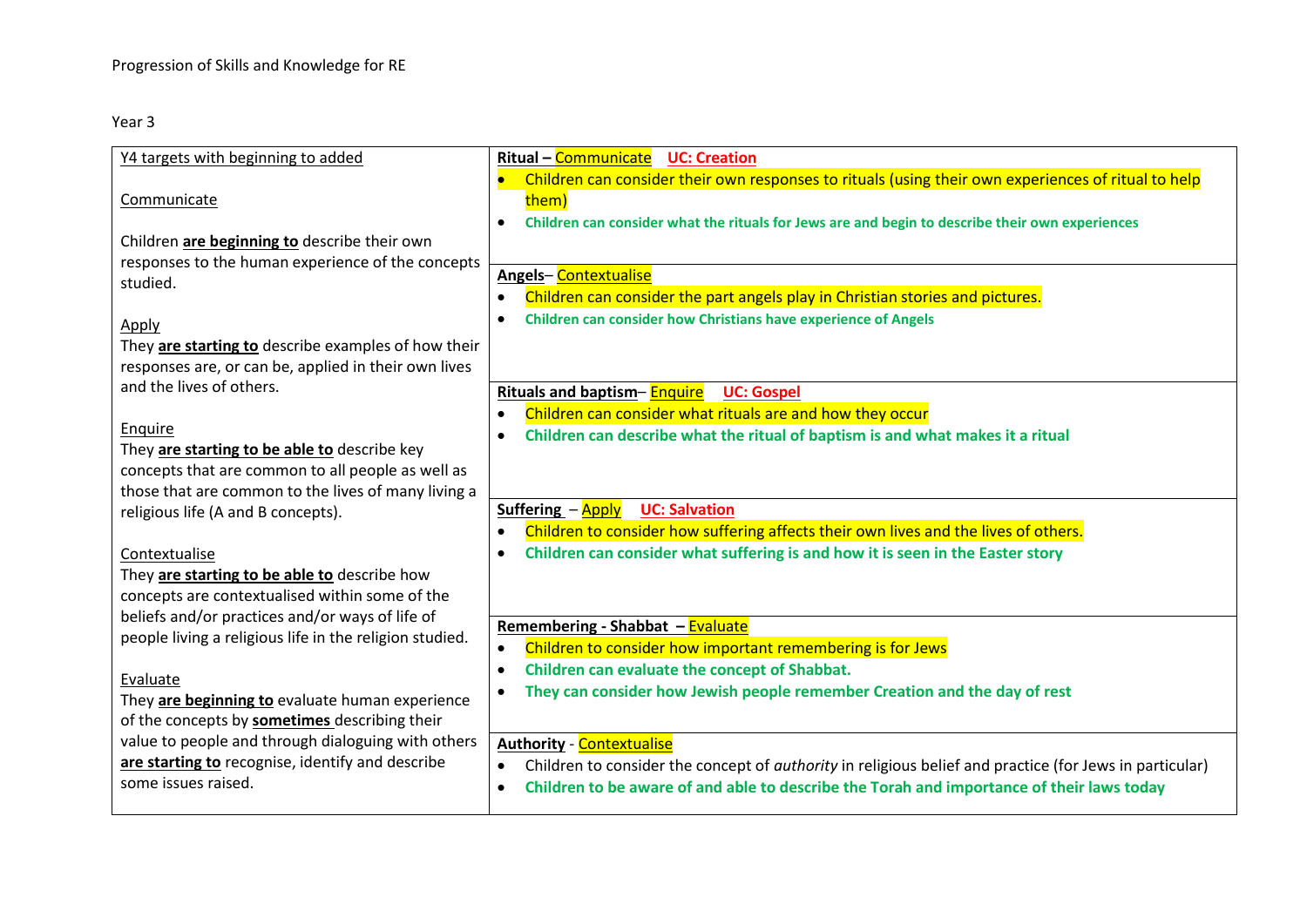Progression of Skills and Knowledge for RE

Year 3

| Y4 targets with beginning to added | |
|---|---|
| **Communicate**<br><br>Children **are beginning to** describe their own responses to the human experience of the concepts studied.<br><br>**Apply**<br>They **are starting to** describe examples of how their responses are, or can be, applied in their own lives and the lives of others.<br><br>**Enquire**<br>They **are starting to be able to** describe key concepts that are common to all people as well as those that are common to the lives of many living a religious life (A and B concepts).<br><br>**Contextualise**<br>They **are starting to be able to** describe how concepts are contextualised within some of the beliefs and/or practices and/or ways of life of people living a religious life in the religion studied.<br><br>**Evaluate**<br>They **are beginning to** evaluate human experience of the concepts by **sometimes** describing their value to people and through dialoguing with others **are starting to** recognise, identify and describe some issues raised. | **Ritual – Communicate** **UC: Creation**<br>• Children can consider their own responses to rituals (using their own experiences of ritual to help them)<br>• **Children can consider what the rituals for Jews are and begin to describe their own experiences**<br><br>**Angels – Contextualise**<br>• Children can consider the part angels play in Christian stories and pictures.<br>• **Children can consider how Christians have experience of Angels**<br><br>**Rituals and baptism – Enquire** **UC: Gospel**<br>• Children can consider what rituals are and how they occur<br>• **Children can describe what the ritual of baptism is and what makes it a ritual**<br><br>**Suffering – Apply** **UC: Salvation**<br>• Children to consider how suffering affects their own lives and the lives of others.<br>• **Children can consider what suffering is and how it is seen in the Easter story**<br><br>**Remembering - Shabbat – Evaluate**<br>• Children to consider how important remembering is for Jews<br>• **Children can evaluate the concept of Shabbat.**<br>• **They can consider how Jewish people remember Creation and the day of rest**<br><br>**Authority - Contextualise**<br>• Children to consider the concept of *authority* in religious belief and practice (for Jews in particular)<br>• **Children to be aware of and able to describe the Torah and importance of their laws today** |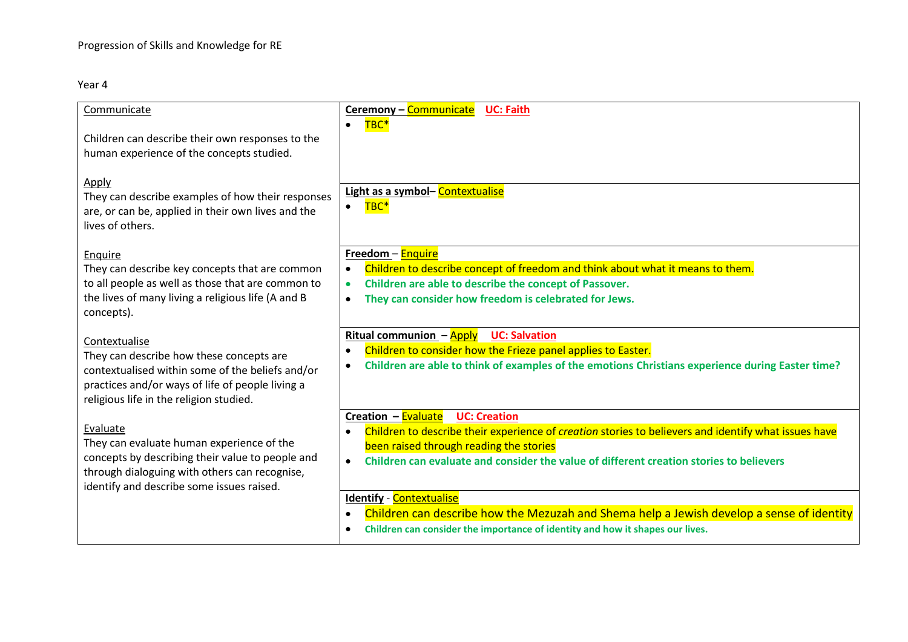Progression of Skills and Knowledge for RE

Year 4

| | |
|---|---|
| Communicate<br><br>Children can describe their own responses to the human experience of the concepts studied.<br><br>Apply<br>They can describe examples of how their responses are, or can be, applied in their own lives and the lives of others.<br><br>Enquire<br>They can describe key concepts that are common to all people as well as those that are common to the lives of many living a religious life (A and B concepts).<br><br>Contextualise<br>They can describe how these concepts are contextualised within some of the beliefs and/or practices and/or ways of life of people living a religious life in the religion studied.<br><br>Evaluate<br>They can evaluate human experience of the concepts by describing their value to people and through dialoguing with others can recognise, identify and describe some issues raised. | **Ceremony – Communicate** **UC: Faith**<br>• TBC*<br><br>**Light as a symbol** – Contextualise<br>• TBC*<br><br>**Freedom** – Enquire<br>• Children to describe concept of freedom and think about what it means to them.<br>• **Children are able to describe the concept of Passover.**<br>• **They can consider how freedom is celebrated for Jews.**<br><br>**Ritual communion** – Apply **UC: Salvation**<br>• Children to consider how the Frieze panel applies to Easter.<br>• **Children are able to think of examples of the emotions Christians experience during Easter time?**<br><br>**Creation –** Evaluate **UC: Creation**<br>• Children to describe their experience of *creation* stories to believers and identify what issues have been raised through reading the stories<br>• **Children can evaluate and consider the value of different creation stories to believers**<br><br>**Identify** - Contextualise<br>• Children can describe how the Mezuzah and Shema help a Jewish develop a sense of identity<br>• **Children can consider the importance of identity and how it shapes our lives.** |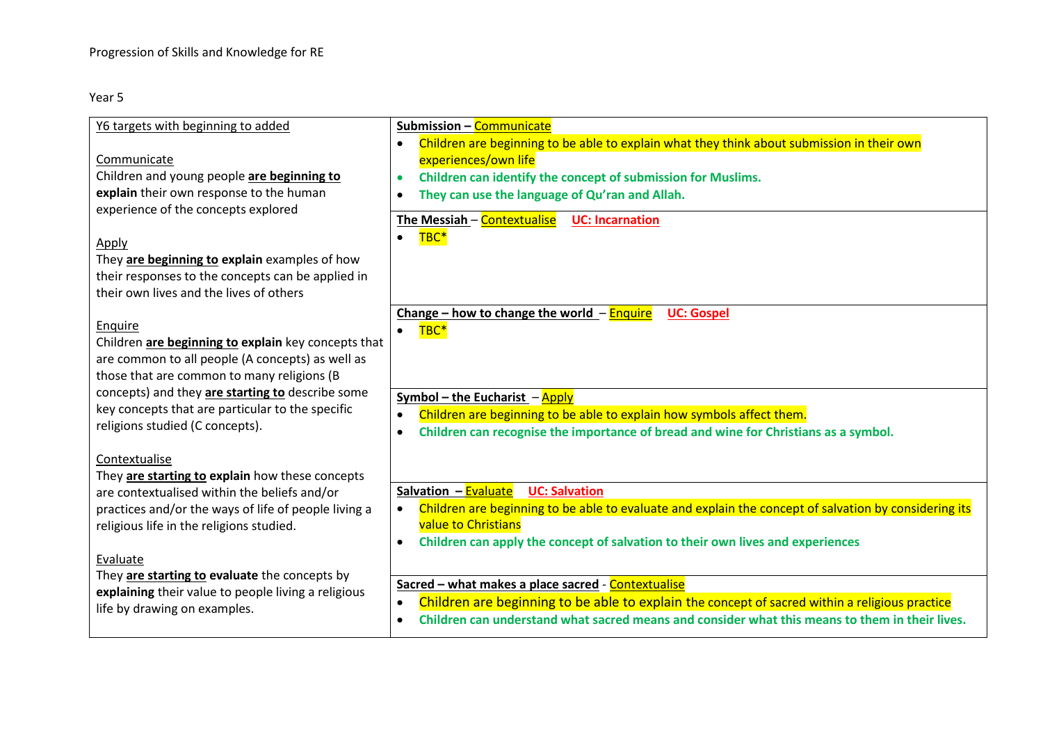Progression of Skills and Knowledge for RE

Year 5

<table>
<tr>
<td rowspan="6">
<u>Y6 targets with beginning to added</u><br><br>
<u>Communicate</u><br>
Children and young people <b><u>are beginning to</u> explain</b> their own response to the human experience of the concepts explored<br><br>
<u>Apply</u><br>
They <b><u>are beginning to</u> explain</b> examples of how their responses to the concepts can be applied in their own lives and the lives of others<br><br>
<u>Enquire</u><br>
Children <b><u>are beginning to</u> explain</b> key concepts that are common to all people (A concepts) as well as those that are common to many religions (B concepts) and they <b><u>are starting to</u></b> describe some key concepts that are particular to the specific religions studied (C concepts).<br><br>
<u>Contextualise</u><br>
They <b><u>are starting to</u> explain</b> how these concepts are contextualised within the beliefs and/or practices and/or the ways of life of people living a religious life in the religions studied.<br><br>
<u>Evaluate</u><br>
They <b><u>are starting to</u> evaluate</b> the concepts by <b>explaining</b> their value to people living a religious life by drawing on examples.
</td>
<td>
<b><u>Submission – Communicate</u></b>
<ul>
<li>Children are beginning to be able to explain what they think about submission in their own experiences/own life</li>
<li><b>Children can identify the concept of submission for Muslims.</b></li>
<li><b>They can use the language of Qu'ran and Allah.</b></li>
</ul>
</td>
</tr>
<tr>
<td>
<b><u>The Messiah</u></b> – <u>Contextualise</u> <b><u>UC: Incarnation</u></b>
<ul>
<li>TBC*</li>
</ul>
</td>
</tr>
<tr>
<td>
<b><u>Change – how to change the world</u></b> – <u>Enquire</u> <b><u>UC: Gospel</u></b>
<ul>
<li>TBC*</li>
</ul>
</td>
</tr>
<tr>
<td>
<b><u>Symbol – the Eucharist</u></b> – <u>Apply</u>
<ul>
<li>Children are beginning to be able to explain how symbols affect them.</li>
<li><b>Children can recognise the importance of bread and wine for Christians as a symbol.</b></li>
</ul>
</td>
</tr>
<tr>
<td>
<b><u>Salvation – Evaluate</u></b> <b><u>UC: Salvation</u></b>
<ul>
<li>Children are beginning to be able to evaluate and explain the concept of salvation by considering its value to Christians</li>
<li><b>Children can apply the concept of salvation to their own lives and experiences</b></li>
</ul>
</td>
</tr>
<tr>
<td>
<b><u>Sacred – what makes a place sacred</u></b> - <u>Contextualise</u>
<ul>
<li>Children are beginning to be able to explain the concept of sacred within a religious practice</li>
<li><b>Children can understand what sacred means and consider what this means to them in their lives.</b></li>
</ul>
</td>
</tr>
</table>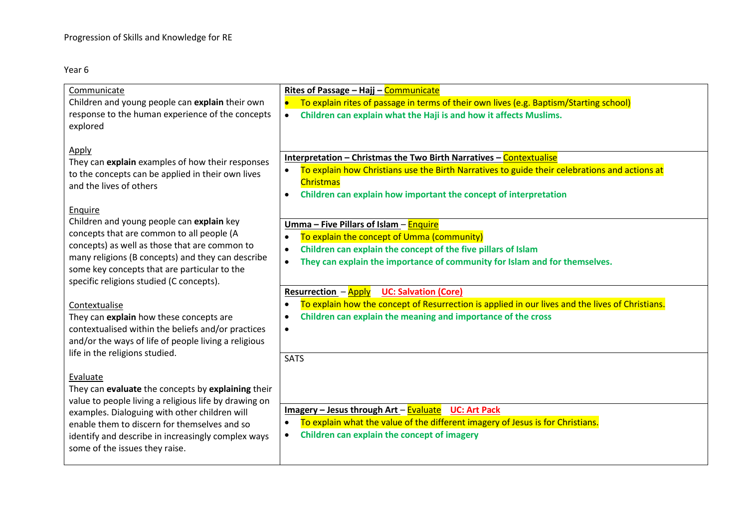Progression of Skills and Knowledge for RE

Year 6

| | |
|---|---|
| Communicate<br>Children and young people can **explain** their own response to the human experience of the concepts explored<br><br>Apply<br>They can **explain** examples of how their responses to the concepts can be applied in their own lives and the lives of others<br><br>Enquire<br>Children and young people can **explain** key concepts that are common to all people (A concepts) as well as those that are common to many religions (B concepts) and they can describe some key concepts that are particular to the specific religions studied (C concepts).<br><br>Contextualise<br>They can **explain** how these concepts are contextualised within the beliefs and/or practices and/or the ways of life of people living a religious life in the religions studied.<br><br>Evaluate<br>They can **evaluate** the concepts by **explaining** their value to people living a religious life by drawing on examples. Dialoguing with other children will enable them to discern for themselves and so identify and describe in increasingly complex ways some of the issues they raise. | **Rites of Passage – Hajj –** Communicate<br>• To explain rites of passage in terms of their own lives (e.g. Baptism/Starting school)<br>• **Children can explain what the Haji is and how it affects Muslims.**<br><br>**Interpretation – Christmas the Two Birth Narratives –** Contextualise<br>• To explain how Christians use the Birth Narratives to guide their celebrations and actions at Christmas<br>• **Children can explain how important the concept of interpretation**<br><br>**Umma – Five Pillars of Islam** – Enquire<br>• To explain the concept of Umma (community)<br>• **Children can explain the concept of the five pillars of Islam**<br>• **They can explain the importance of community for Islam and for themselves.**<br><br>**Resurrection** – Apply **UC: Salvation (Core)**<br>• To explain how the concept of Resurrection is applied in our lives and the lives of Christians.<br>• **Children can explain the meaning and importance of the cross**<br>•<br><br>SATS<br><br>**Imagery – Jesus through Art** – Evaluate **UC: Art Pack**<br>• To explain what the value of the different imagery of Jesus is for Christians.<br>• **Children can explain the concept of imagery** |